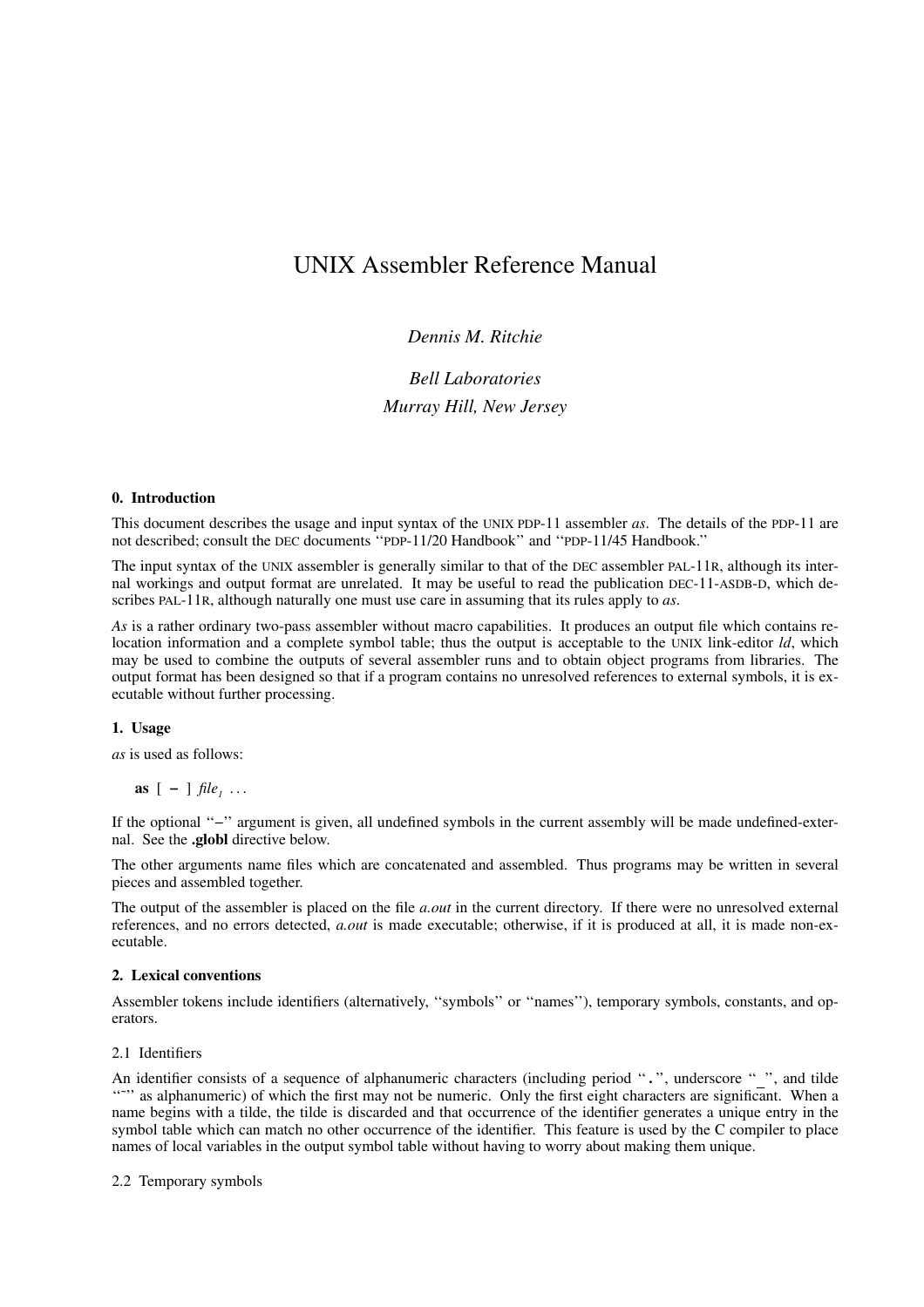# UNIX Assembler Reference Manual

*Dennis M. Ritchie*

*Bell Laboratories*
*Murray Hill, New Jersey*

### 0. Introduction

This document describes the usage and input syntax of the UNIX PDP-11 assembler *as*. The details of the PDP-11 are not described; consult the DEC documents ''PDP-11/20 Handbook'' and ''PDP-11/45 Handbook.''

The input syntax of the UNIX assembler is generally similar to that of the DEC assembler PAL-11R, although its internal workings and output format are unrelated. It may be useful to read the publication DEC-11-ASDB-D, which describes PAL-11R, although naturally one must use care in assuming that its rules apply to *as*.

*As* is a rather ordinary two-pass assembler without macro capabilities. It produces an output file which contains relocation information and a complete symbol table; thus the output is acceptable to the UNIX link-editor *ld*, which may be used to combine the outputs of several assembler runs and to obtain object programs from libraries. The output format has been designed so that if a program contains no unresolved references to external symbols, it is executable without further processing.

### 1. Usage

*as* is used as follows:

**as** [ **–** ] *file*$_1$ . . .

If the optional ''–'' argument is given, all undefined symbols in the current assembly will be made undefined-external. See the **.globl** directive below.

The other arguments name files which are concatenated and assembled. Thus programs may be written in several pieces and assembled together.

The output of the assembler is placed on the file *a.out* in the current directory. If there were no unresolved external references, and no errors detected, *a.out* is made executable; otherwise, if it is produced at all, it is made non-executable.

### 2. Lexical conventions

Assembler tokens include identifiers (alternatively, ''symbols'' or ''names''), temporary symbols, constants, and operators.

2.1 Identifiers

An identifier consists of a sequence of alphanumeric characters (including period ''**.**'', underscore ''_'', and tilde ''~'' as alphanumeric) of which the first may not be numeric. Only the first eight characters are significant. When a name begins with a tilde, the tilde is discarded and that occurrence of the identifier generates a unique entry in the symbol table which can match no other occurrence of the identifier. This feature is used by the C compiler to place names of local variables in the output symbol table without having to worry about making them unique.

2.2 Temporary symbols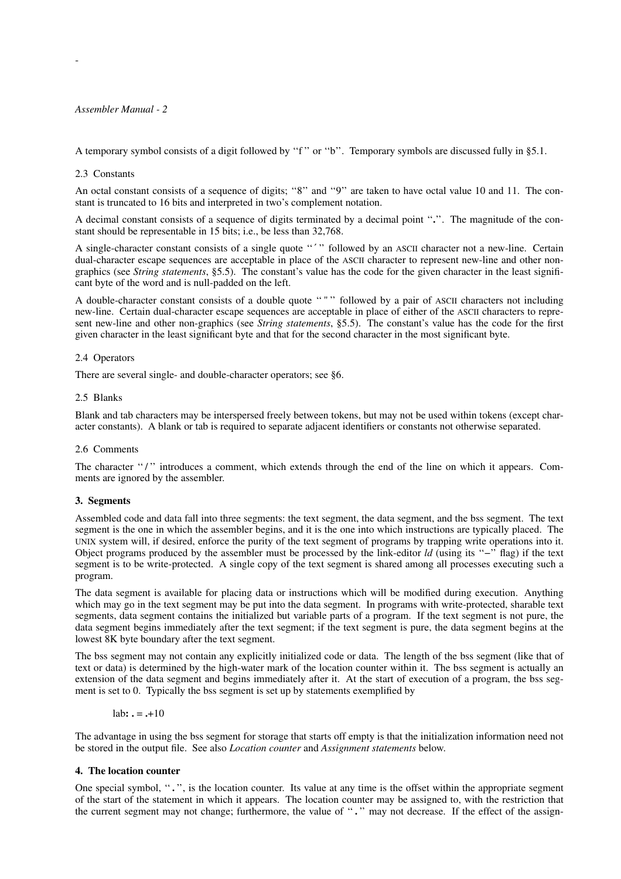A temporary symbol consists of a digit followed by "f" or "b". Temporary symbols are discussed fully in §5.1.

2.3 Constants

An octal constant consists of a sequence of digits; "8" and "9" are taken to have octal value 10 and 11. The constant is truncated to 16 bits and interpreted in two's complement notation.

A decimal constant consists of a sequence of digits terminated by a decimal point "**.**". The magnitude of the constant should be representable in 15 bits; i.e., be less than 32,768.

A single-character constant consists of a single quote "**´**" followed by an ASCII character not a new-line. Certain dual-character escape sequences are acceptable in place of the ASCII character to represent new-line and other non-graphics (see *String statements*, §5.5). The constant's value has the code for the given character in the least significant byte of the word and is null-padded on the left.

A double-character constant consists of a double quote "**"**" followed by a pair of ASCII characters not including new-line. Certain dual-character escape sequences are acceptable in place of either of the ASCII characters to represent new-line and other non-graphics (see *String statements*, §5.5). The constant's value has the code for the first given character in the least significant byte and that for the second character in the most significant byte.

2.4 Operators

There are several single- and double-character operators; see §6.

2.5 Blanks

Blank and tab characters may be interspersed freely between tokens, but may not be used within tokens (except character constants). A blank or tab is required to separate adjacent identifiers or constants not otherwise separated.

2.6 Comments

The character "**/**" introduces a comment, which extends through the end of the line on which it appears. Comments are ignored by the assembler.

**3. Segments**

Assembled code and data fall into three segments: the text segment, the data segment, and the bss segment. The text segment is the one in which the assembler begins, and it is the one into which instructions are typically placed. The UNIX system will, if desired, enforce the purity of the text segment of programs by trapping write operations into it. Object programs produced by the assembler must be processed by the link-editor *ld* (using its "**−**" flag) if the text segment is to be write-protected. A single copy of the text segment is shared among all processes executing such a program.

The data segment is available for placing data or instructions which will be modified during execution. Anything which may go in the text segment may be put into the data segment. In programs with write-protected, sharable text segments, data segment contains the initialized but variable parts of a program. If the text segment is not pure, the data segment begins immediately after the text segment; if the text segment is pure, the data segment begins at the lowest 8K byte boundary after the text segment.

The bss segment may not contain any explicitly initialized code or data. The length of the bss segment (like that of text or data) is determined by the high-water mark of the location counter within it. The bss segment is actually an extension of the data segment and begins immediately after it. At the start of execution of a program, the bss segment is set to 0. Typically the bss segment is set up by statements exemplified by

```
lab: . = .+10
```

The advantage in using the bss segment for storage that starts off empty is that the initialization information need not be stored in the output file. See also *Location counter* and *Assignment statements* below.

**4. The location counter**

One special symbol, "**.**", is the location counter. Its value at any time is the offset within the appropriate segment of the start of the statement in which it appears. The location counter may be assigned to, with the restriction that the current segment may not change; furthermore, the value of "**.**" may not decrease. If the effect of the assign-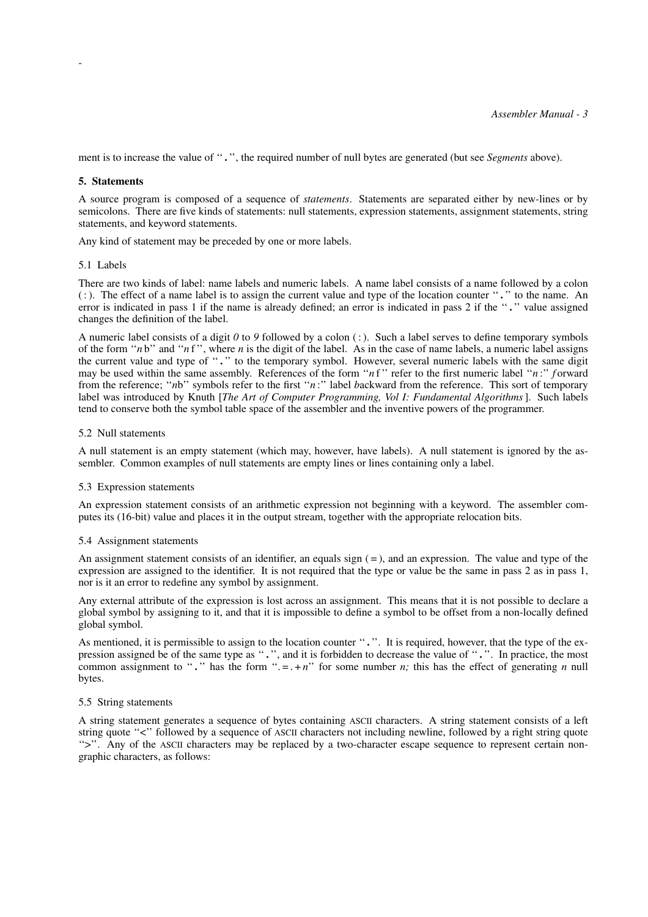ment is to increase the value of "**.**", the required number of null bytes are generated (but see *Segments* above).

## 5. Statements

A source program is composed of a sequence of *statements*. Statements are separated either by new-lines or by semicolons. There are five kinds of statements: null statements, expression statements, assignment statements, string statements, and keyword statements.

Any kind of statement may be preceded by one or more labels.

### 5.1 Labels

There are two kinds of label: name labels and numeric labels. A name label consists of a name followed by a colon ( : ). The effect of a name label is to assign the current value and type of the location counter "**.**" to the name. An error is indicated in pass 1 if the name is already defined; an error is indicated in pass 2 if the "**.**" value assigned changes the definition of the label.

A numeric label consists of a digit *0* to *9* followed by a colon ( : ). Such a label serves to define temporary symbols of the form "*n* b" and "*n* f", where *n* is the digit of the label. As in the case of name labels, a numeric label assigns the current value and type of "**.**" to the temporary symbol. However, several numeric labels with the same digit may be used within the same assembly. References of the form "*n* f" refer to the first numeric label "*n* :" *f*orward from the reference; "*n*b" symbols refer to the first "*n* :" label *b*ackward from the reference. This sort of temporary label was introduced by Knuth [*The Art of Computer Programming, Vol I: Fundamental Algorithms*]. Such labels tend to conserve both the symbol table space of the assembler and the inventive powers of the programmer.

### 5.2 Null statements

A null statement is an empty statement (which may, however, have labels). A null statement is ignored by the assembler. Common examples of null statements are empty lines or lines containing only a label.

### 5.3 Expression statements

An expression statement consists of an arithmetic expression not beginning with a keyword. The assembler computes its (16-bit) value and places it in the output stream, together with the appropriate relocation bits.

### 5.4 Assignment statements

An assignment statement consists of an identifier, an equals sign ( = ), and an expression. The value and type of the expression are assigned to the identifier. It is not required that the type or value be the same in pass 2 as in pass 1, nor is it an error to redefine any symbol by assignment.

Any external attribute of the expression is lost across an assignment. This means that it is not possible to declare a global symbol by assigning to it, and that it is impossible to define a symbol to be offset from a non-locally defined global symbol.

As mentioned, it is permissible to assign to the location counter "**.**". It is required, however, that the type of the expression assigned be of the same type as "**.**", and it is forbidden to decrease the value of "**.**". In practice, the most common assignment to "**.**" has the form ".=.+*n*" for some number *n;* this has the effect of generating *n* null bytes.

### 5.5 String statements

A string statement generates a sequence of bytes containing ASCII characters. A string statement consists of a left string quote "<" followed by a sequence of ASCII characters not including newline, followed by a right string quote ">". Any of the ASCII characters may be replaced by a two-character escape sequence to represent certain non-graphic characters, as follows: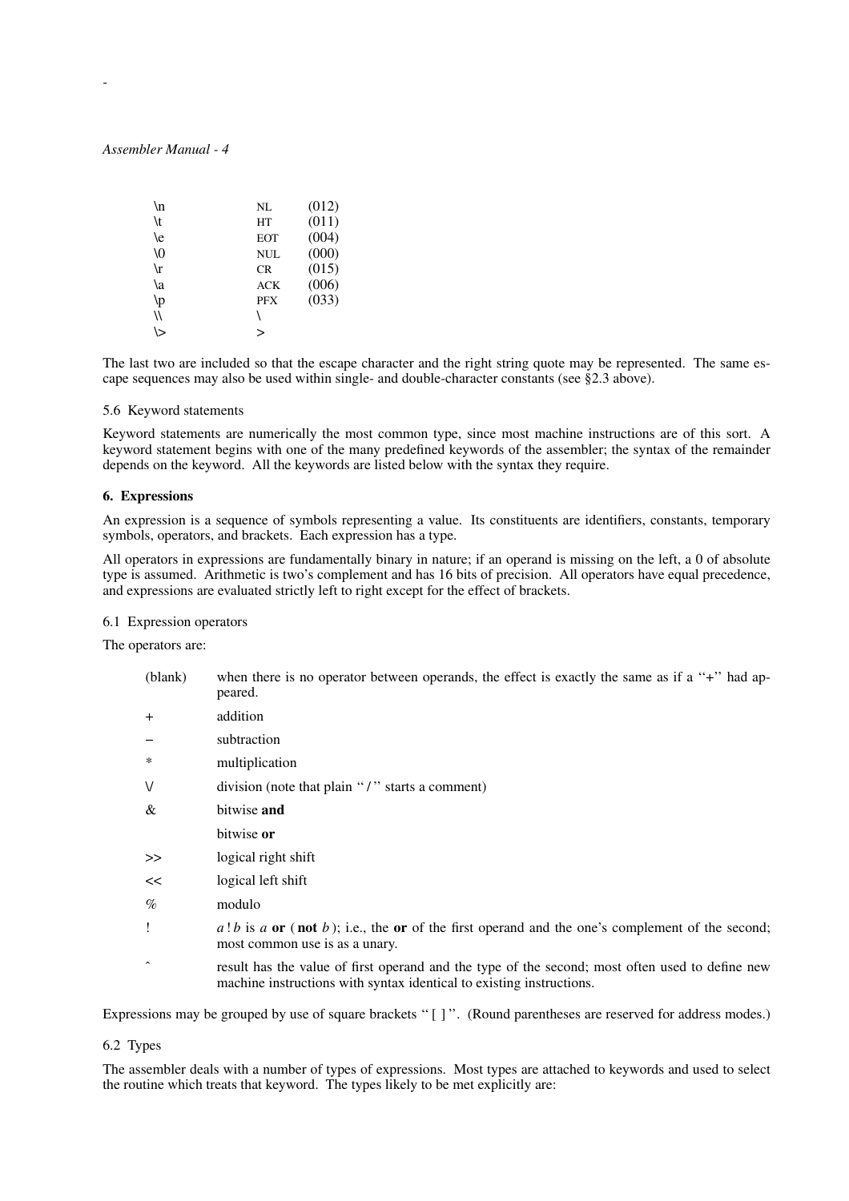| | | |
|---|---|---|
| \n | NL | (012) |
| \t | HT | (011) |
| \e | EOT | (004) |
| \0 | NUL | (000) |
| \r | CR | (015) |
| \a | ACK | (006) |
| \p | PFX | (033) |
| \\ | \ | |
| \> | > | |

The last two are included so that the escape character and the right string quote may be represented. The same escape sequences may also be used within single- and double-character constants (see §2.3 above).

### 5.6 Keyword statements

Keyword statements are numerically the most common type, since most machine instructions are of this sort. A keyword statement begins with one of the many predefined keywords of the assembler; the syntax of the remainder depends on the keyword. All the keywords are listed below with the syntax they require.

## 6. Expressions

An expression is a sequence of symbols representing a value. Its constituents are identifiers, constants, temporary symbols, operators, and brackets. Each expression has a type.

All operators in expressions are fundamentally binary in nature; if an operand is missing on the left, a 0 of absolute type is assumed. Arithmetic is two's complement and has 16 bits of precision. All operators have equal precedence, and expressions are evaluated strictly left to right except for the effect of brackets.

### 6.1 Expression operators

The operators are:

| | |
|---|---|
| (blank) | when there is no operator between operands, the effect is exactly the same as if a ''+'' had appeared. |
| + | addition |
| − | subtraction |
| * | multiplication |
| \/ | division (note that plain '' / '' starts a comment) |
| & | bitwise **and** |
| | bitwise **or** |
| >> | logical right shift |
| << | logical left shift |
| % | modulo |
| ! | *a* ! *b* is *a* **or** ( **not** *b* ); i.e., the **or** of the first operand and the one's complement of the second; most common use is as a unary. |
| ^ | result has the value of first operand and the type of the second; most often used to define new machine instructions with syntax identical to existing instructions. |

Expressions may be grouped by use of square brackets '' [ ] ''. (Round parentheses are reserved for address modes.)

### 6.2 Types

The assembler deals with a number of types of expressions. Most types are attached to keywords and used to select the routine which treats that keyword. The types likely to be met explicitly are: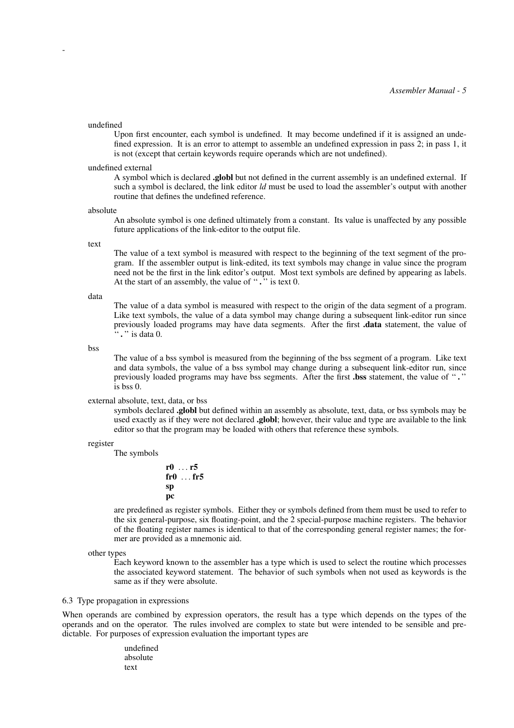undefined

Upon first encounter, each symbol is undefined. It may become undefined if it is assigned an undefined expression. It is an error to attempt to assemble an undefined expression in pass 2; in pass 1, it is not (except that certain keywords require operands which are not undefined).

undefined external

A symbol which is declared **.globl** but not defined in the current assembly is an undefined external. If such a symbol is declared, the link editor *ld* must be used to load the assembler's output with another routine that defines the undefined reference.

absolute

An absolute symbol is one defined ultimately from a constant. Its value is unaffected by any possible future applications of the link-editor to the output file.

text

The value of a text symbol is measured with respect to the beginning of the text segment of the program. If the assembler output is link-edited, its text symbols may change in value since the program need not be the first in the link editor's output. Most text symbols are defined by appearing as labels. At the start of an assembly, the value of "**.**" is text 0.

data

The value of a data symbol is measured with respect to the origin of the data segment of a program. Like text symbols, the value of a data symbol may change during a subsequent link-editor run since previously loaded programs may have data segments. After the first **.data** statement, the value of "**.**" is data 0.

bss

The value of a bss symbol is measured from the beginning of the bss segment of a program. Like text and data symbols, the value of a bss symbol may change during a subsequent link-editor run, since previously loaded programs may have bss segments. After the first **.bss** statement, the value of "**.**" is bss 0.

external absolute, text, data, or bss

symbols declared **.globl** but defined within an assembly as absolute, text, data, or bss symbols may be used exactly as if they were not declared **.globl**; however, their value and type are available to the link editor so that the program may be loaded with others that reference these symbols.

register

The symbols

**r0** ... **r5**
**fr0** ... **fr5**
**sp**
**pc**

are predefined as register symbols. Either they or symbols defined from them must be used to refer to the six general-purpose, six floating-point, and the 2 special-purpose machine registers. The behavior of the floating register names is identical to that of the corresponding general register names; the former are provided as a mnemonic aid.

other types

Each keyword known to the assembler has a type which is used to select the routine which processes the associated keyword statement. The behavior of such symbols when not used as keywords is the same as if they were absolute.

6.3 Type propagation in expressions

When operands are combined by expression operators, the result has a type which depends on the types of the operands and on the operator. The rules involved are complex to state but were intended to be sensible and predictable. For purposes of expression evaluation the important types are

undefined
absolute
text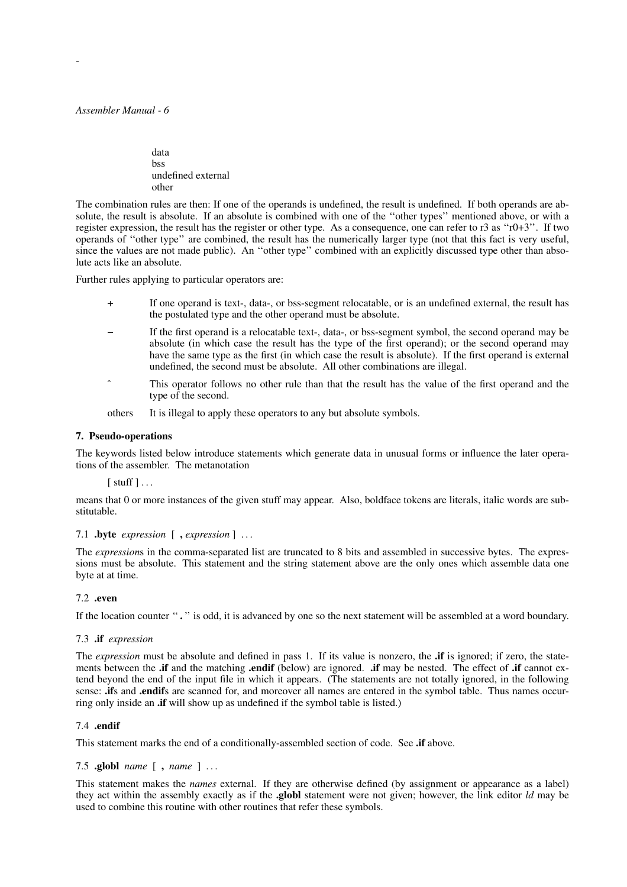data
bss
undefined external
other

The combination rules are then: If one of the operands is undefined, the result is undefined. If both operands are absolute, the result is absolute. If an absolute is combined with one of the ‘‘other types’’ mentioned above, or with a register expression, the result has the register or other type. As a consequence, one can refer to r3 as ‘‘r0+3’’. If two operands of ‘‘other type’’ are combined, the result has the numerically larger type (not that this fact is very useful, since the values are not made public). An ‘‘other type’’ combined with an explicitly discussed type other than absolute acts like an absolute.

Further rules applying to particular operators are:

- **+** If one operand is text-, data-, or bss-segment relocatable, or is an undefined external, the result has the postulated type and the other operand must be absolute.
- **−** If the first operand is a relocatable text-, data-, or bss-segment symbol, the second operand may be absolute (in which case the result has the type of the first operand); or the second operand may have the same type as the first (in which case the result is absolute). If the first operand is external undefined, the second must be absolute. All other combinations are illegal.
- **ˆ** This operator follows no other rule than that the result has the value of the first operand and the type of the second.
- others It is illegal to apply these operators to any but absolute symbols.

## 7. Pseudo-operations

The keywords listed below introduce statements which generate data in unusual forms or influence the later operations of the assembler. The metanotation

[ stuff ] . . .

means that 0 or more instances of the given stuff may appear. Also, boldface tokens are literals, italic words are substitutable.

### 7.1 **.byte** *expression* [ **,** *expression* ] . . .

The *expression*s in the comma-separated list are truncated to 8 bits and assembled in successive bytes. The expressions must be absolute. This statement and the string statement above are the only ones which assemble data one byte at at time.

### 7.2 **.even**

If the location counter ‘‘ **.** ’’ is odd, it is advanced by one so the next statement will be assembled at a word boundary.

### 7.3 **.if** *expression*

The *expression* must be absolute and defined in pass 1. If its value is nonzero, the **.if** is ignored; if zero, the statements between the **.if** and the matching **.endif** (below) are ignored. **.if** may be nested. The effect of **.if** cannot extend beyond the end of the input file in which it appears. (The statements are not totally ignored, in the following sense: **.if**s and **.endif**s are scanned for, and moreover all names are entered in the symbol table. Thus names occurring only inside an **.if** will show up as undefined if the symbol table is listed.)

### 7.4 **.endif**

This statement marks the end of a conditionally-assembled section of code. See **.if** above.

### 7.5 **.globl** *name* [ **,** *name* ] . . .

This statement makes the *names* external. If they are otherwise defined (by assignment or appearance as a label) they act within the assembly exactly as if the **.globl** statement were not given; however, the link editor *ld* may be used to combine this routine with other routines that refer these symbols.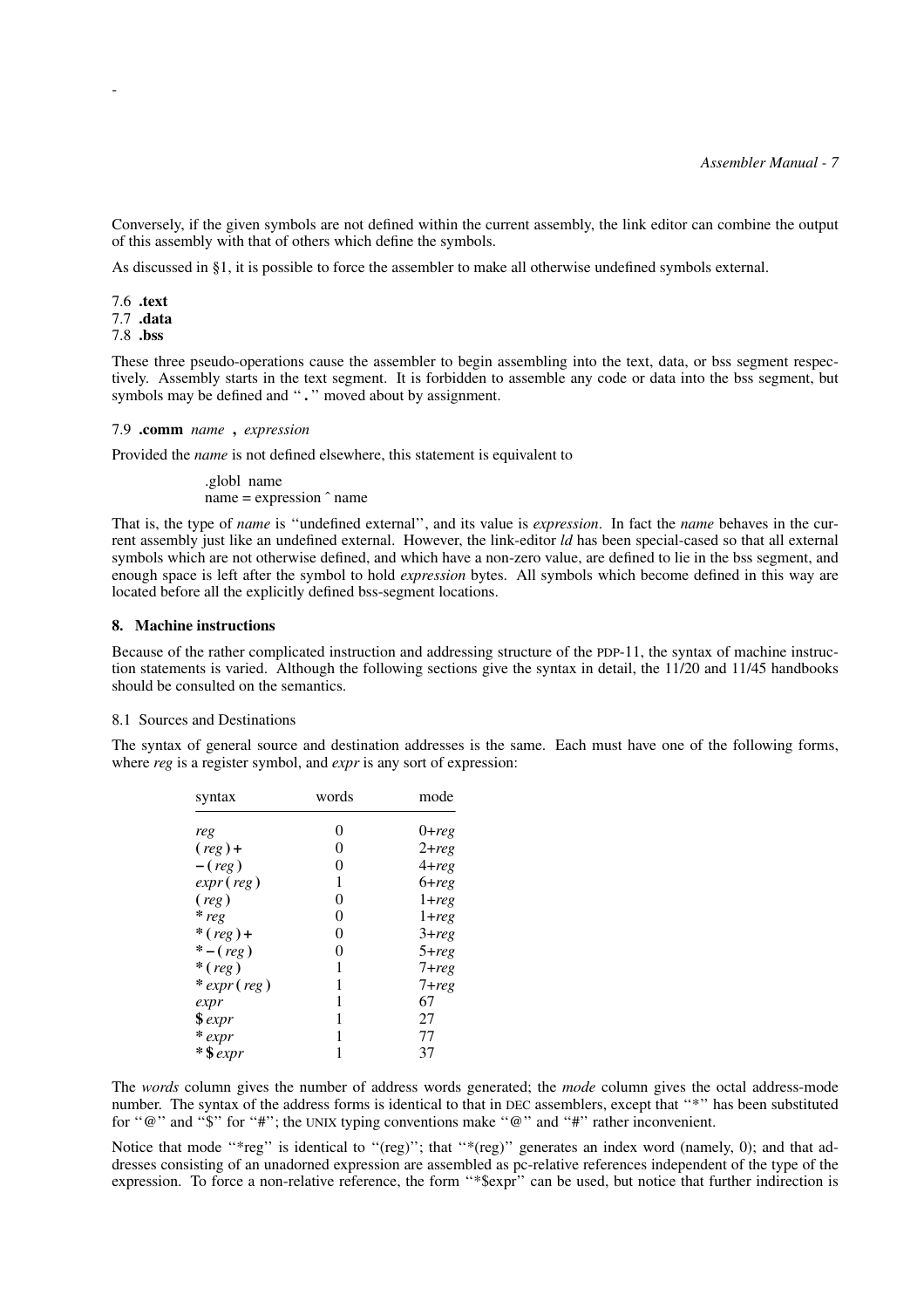Conversely, if the given symbols are not defined within the current assembly, the link editor can combine the output of this assembly with that of others which define the symbols.

As discussed in §1, it is possible to force the assembler to make all otherwise undefined symbols external.

7.6 **.text**
7.7 **.data**
7.8 **.bss**

These three pseudo-operations cause the assembler to begin assembling into the text, data, or bss segment respectively. Assembly starts in the text segment. It is forbidden to assemble any code or data into the bss segment, but symbols may be defined and "**.**" moved about by assignment.

7.9 **.comm** *name* **,** *expression*

Provided the *name* is not defined elsewhere, this statement is equivalent to

```
.globl name
name = expression ^ name
```

That is, the type of *name* is "undefined external", and its value is *expression*. In fact the *name* behaves in the current assembly just like an undefined external. However, the link-editor *ld* has been special-cased so that all external symbols which are not otherwise defined, and which have a non-zero value, are defined to lie in the bss segment, and enough space is left after the symbol to hold *expression* bytes. All symbols which become defined in this way are located before all the explicitly defined bss-segment locations.

## 8. Machine instructions

Because of the rather complicated instruction and addressing structure of the PDP-11, the syntax of machine instruction statements is varied. Although the following sections give the syntax in detail, the 11/20 and 11/45 handbooks should be consulted on the semantics.

8.1 Sources and Destinations

The syntax of general source and destination addresses is the same. Each must have one of the following forms, where *reg* is a register symbol, and *expr* is any sort of expression:

| syntax | words | mode |
|---|---|---|
| *reg* | 0 | 0+*reg* |
| **(** *reg* **)+** | 0 | 2+*reg* |
| **–(** *reg* **)** | 0 | 4+*reg* |
| *expr* **(** *reg* **)** | 1 | 6+*reg* |
| **(** *reg* **)** | 0 | 1+*reg* |
| **\*** *reg* | 0 | 1+*reg* |
| **\*(** *reg* **)+** | 0 | 3+*reg* |
| **\*–(** *reg* **)** | 0 | 5+*reg* |
| **\*(** *reg* **)** | 1 | 7+*reg* |
| **\*** *expr* **(** *reg* **)** | 1 | 7+*reg* |
| *expr* | 1 | 67 |
| **$** *expr* | 1 | 27 |
| **\*** *expr* | 1 | 77 |
| **\*$** *expr* | 1 | 37 |

The *words* column gives the number of address words generated; the *mode* column gives the octal address-mode number. The syntax of the address forms is identical to that in DEC assemblers, except that "*" has been substituted for "@" and "$" for "#"; the UNIX typing conventions make "@" and "#" rather inconvenient.

Notice that mode "*reg" is identical to "(reg)"; that "*(reg)" generates an index word (namely, 0); and that addresses consisting of an unadorned expression are assembled as pc-relative references independent of the type of the expression. To force a non-relative reference, the form "*$expr" can be used, but notice that further indirection is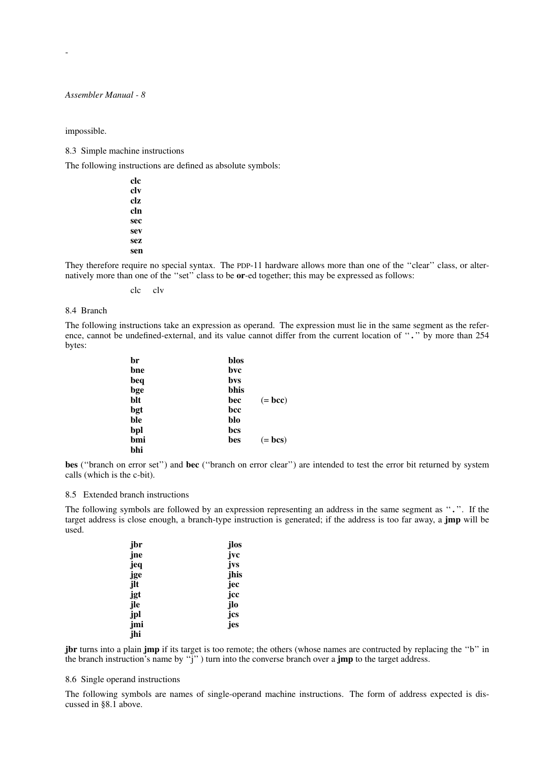impossible.

### 8.3 Simple machine instructions

The following instructions are defined as absolute symbols:

**clc**
**clv**
**clz**
**cln**
**sec**
**sev**
**sez**
**sen**

They therefore require no special syntax. The PDP-11 hardware allows more than one of the ''clear'' class, or alternatively more than one of the ''set'' class to be **or**-ed together; this may be expressed as follows:

```
clc    clv
```

### 8.4 Branch

The following instructions take an expression as operand. The expression must lie in the same segment as the reference, cannot be undefined-external, and its value cannot differ from the current location of ''**.**'' by more than 254 bytes:

| | | |
|---|---|---|
| **br** | **blos** | |
| **bne** | **bvc** | |
| **beq** | **bvs** | |
| **bge** | **bhis** | |
| **blt** | **bec** | (= **bcc**) |
| **bgt** | **bcc** | |
| **ble** | **blo** | |
| **bpl** | **bcs** | |
| **bmi** | **bes** | (= **bcs**) |
| **bhi** | | |

**bes** (''branch on error set'') and **bec** (''branch on error clear'') are intended to test the error bit returned by system calls (which is the c-bit).

### 8.5 Extended branch instructions

The following symbols are followed by an expression representing an address in the same segment as ''**.**''. If the target address is close enough, a branch-type instruction is generated; if the address is too far away, a **jmp** will be used.

| | |
|---|---|
| **jbr** | **jlos** |
| **jne** | **jvc** |
| **jeq** | **jvs** |
| **jge** | **jhis** |
| **jlt** | **jec** |
| **jgt** | **jcc** |
| **jle** | **jlo** |
| **jpl** | **jcs** |
| **jmi** | **jes** |
| **jhi** | |

**jbr** turns into a plain **jmp** if its target is too remote; the others (whose names are contructed by replacing the ''b'' in the branch instruction's name by ''j'' ) turn into the converse branch over a **jmp** to the target address.

### 8.6 Single operand instructions

The following symbols are names of single-operand machine instructions. The form of address expected is discussed in §8.1 above.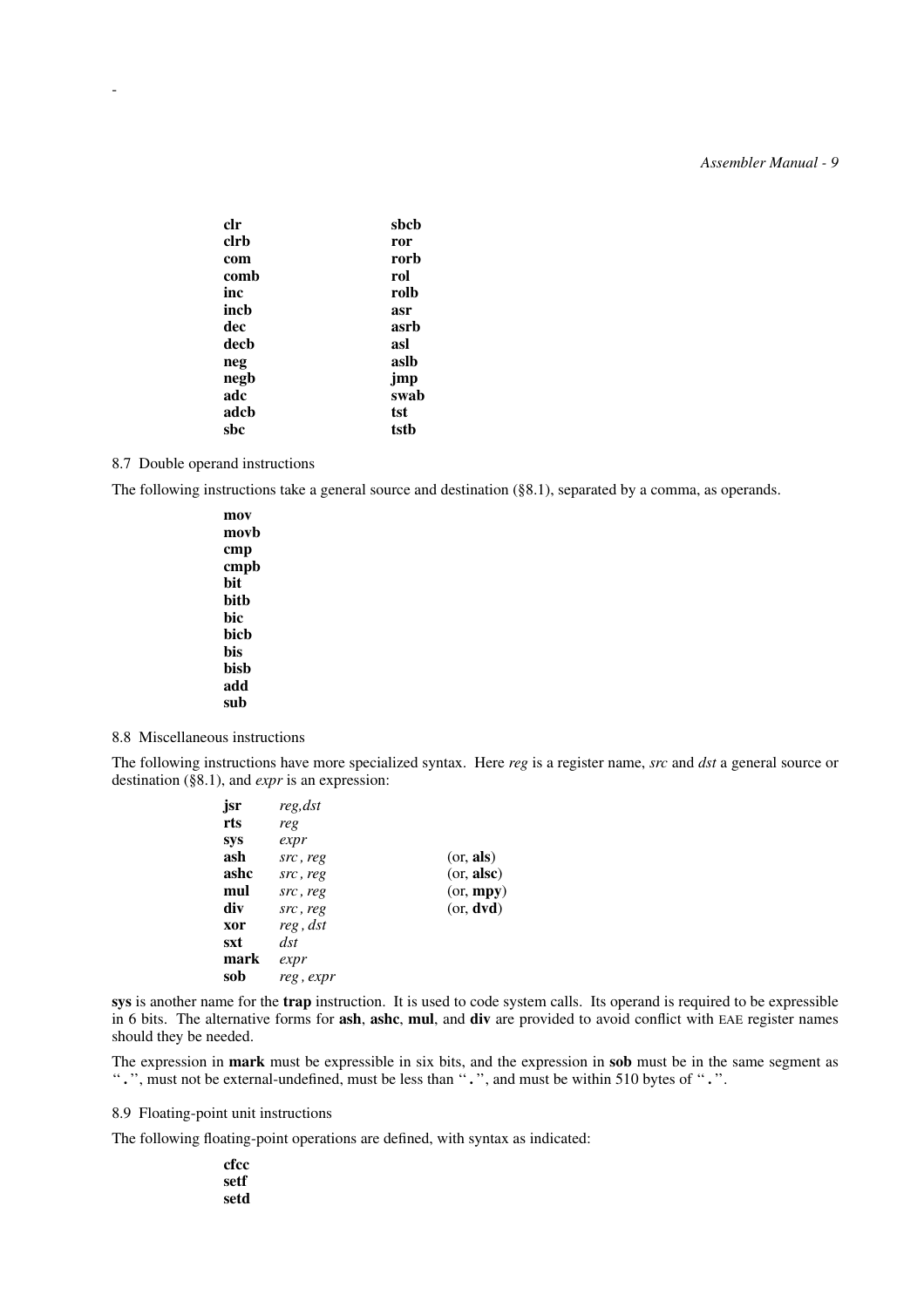| | |
|---|---|
| **clr** | **sbcb** |
| **clrb** | **ror** |
| **com** | **rorb** |
| **comb** | **rol** |
| **inc** | **rolb** |
| **incb** | **asr** |
| **dec** | **asrb** |
| **decb** | **asl** |
| **neg** | **aslb** |
| **negb** | **jmp** |
| **adc** | **swab** |
| **adcb** | **tst** |
| **sbc** | **tstb** |

8.7 Double operand instructions

The following instructions take a general source and destination (§8.1), separated by a comma, as operands.

**mov**
**movb**
**cmp**
**cmpb**
**bit**
**bitb**
**bic**
**bicb**
**bis**
**bisb**
**add**
**sub**

8.8 Miscellaneous instructions

The following instructions have more specialized syntax. Here *reg* is a register name, *src* and *dst* a general source or destination (§8.1), and *expr* is an expression:

| | | |
|---|---|---|
| **jsr** | *reg,dst* | |
| **rts** | *reg* | |
| **sys** | *expr* | |
| **ash** | *src , reg* | (or, **als**) |
| **ashc** | *src , reg* | (or, **alsc**) |
| **mul** | *src , reg* | (or, **mpy**) |
| **div** | *src , reg* | (or, **dvd**) |
| **xor** | *reg , dst* | |
| **sxt** | *dst* | |
| **mark** | *expr* | |
| **sob** | *reg , expr* | |

**sys** is another name for the **trap** instruction. It is used to code system calls. Its operand is required to be expressible in 6 bits. The alternative forms for **ash**, **ashc**, **mul**, and **div** are provided to avoid conflict with EAE register names should they be needed.

The expression in **mark** must be expressible in six bits, and the expression in **sob** must be in the same segment as ''**.**'', must not be external-undefined, must be less than ''**.**'', and must be within 510 bytes of ''**.**''.

8.9 Floating-point unit instructions

The following floating-point operations are defined, with syntax as indicated:

**cfcc**
**setf**
**setd**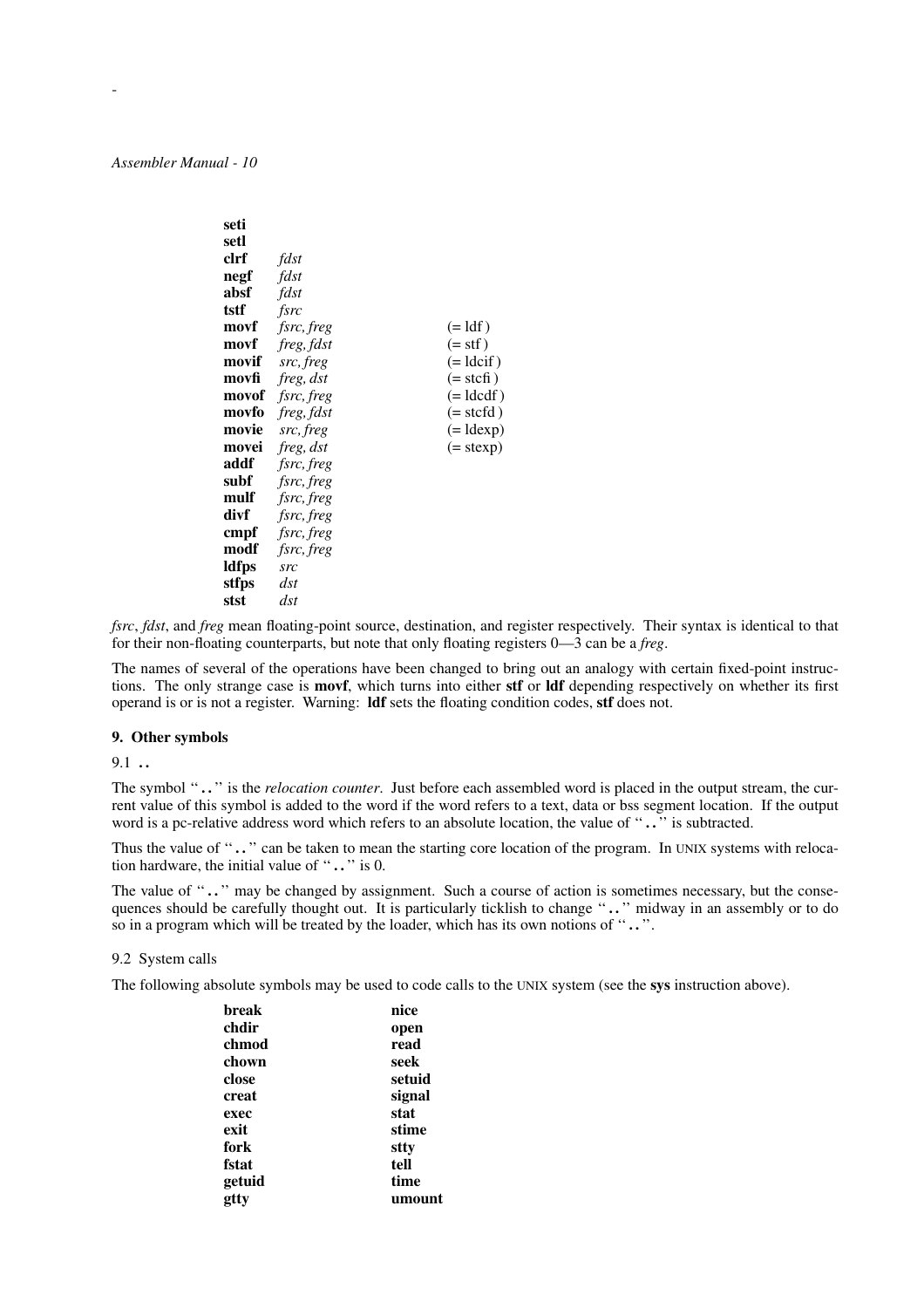| | | |
|---|---|---|
| **seti** | | |
| **setl** | | |
| **clrf** | *fdst* | |
| **negf** | *fdst* | |
| **absf** | *fdst* | |
| **tstf** | *fsrc* | |
| **movf** | *fsrc, freg* | (= ldf ) |
| **movf** | *freg, fdst* | (= stf ) |
| **movif** | *src, freg* | (= ldcif ) |
| **movfi** | *freg, dst* | (= stcfi ) |
| **movof** | *fsrc, freg* | (= ldcdf ) |
| **movfo** | *freg, fdst* | (= stcfd ) |
| **movie** | *src, freg* | (= ldexp) |
| **movei** | *freg, dst* | (= stexp) |
| **addf** | *fsrc, freg* | |
| **subf** | *fsrc, freg* | |
| **mulf** | *fsrc, freg* | |
| **divf** | *fsrc, freg* | |
| **cmpf** | *fsrc, freg* | |
| **modf** | *fsrc, freg* | |
| **ldfps** | *src* | |
| **stfps** | *dst* | |
| **stst** | *dst* | |

*fsrc*, *fdst*, and *freg* mean floating-point source, destination, and register respectively. Their syntax is identical to that for their non-floating counterparts, but note that only floating registers 0—3 can be a *freg*.

The names of several of the operations have been changed to bring out an analogy with certain fixed-point instructions. The only strange case is **movf**, which turns into either **stf** or **ldf** depending respectively on whether its first operand is or is not a register. Warning: **ldf** sets the floating condition codes, **stf** does not.

### 9. Other symbols

9.1 **..**

The symbol "**..**" is the *relocation counter*. Just before each assembled word is placed in the output stream, the current value of this symbol is added to the word if the word refers to a text, data or bss segment location. If the output word is a pc-relative address word which refers to an absolute location, the value of "**..**" is subtracted.

Thus the value of "**..**" can be taken to mean the starting core location of the program. In UNIX systems with relocation hardware, the initial value of "**..**" is 0.

The value of "**..**" may be changed by assignment. Such a course of action is sometimes necessary, but the consequences should be carefully thought out. It is particularly ticklish to change "**..**" midway in an assembly or to do so in a program which will be treated by the loader, which has its own notions of "**..**".

9.2 System calls

The following absolute symbols may be used to code calls to the UNIX system (see the **sys** instruction above).

| | |
|---|---|
| **break** | **nice** |
| **chdir** | **open** |
| **chmod** | **read** |
| **chown** | **seek** |
| **close** | **setuid** |
| **creat** | **signal** |
| **exec** | **stat** |
| **exit** | **stime** |
| **fork** | **stty** |
| **fstat** | **tell** |
| **getuid** | **time** |
| **gtty** | **umount** |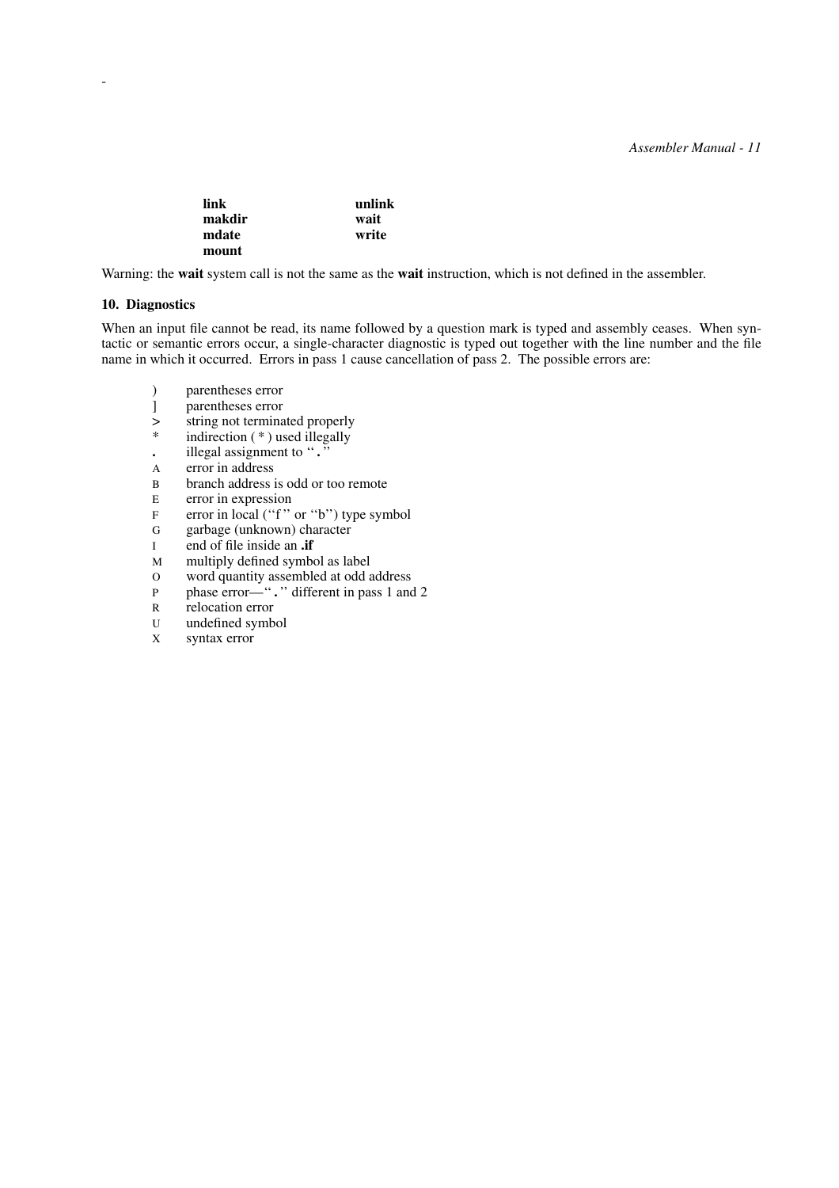| | |
|---|---|
| **link** | **unlink** |
| **makdir** | **wait** |
| **mdate** | **write** |
| **mount** | |

Warning: the **wait** system call is not the same as the **wait** instruction, which is not defined in the assembler.

### 10. Diagnostics

When an input file cannot be read, its name followed by a question mark is typed and assembly ceases. When syntactic or semantic errors occur, a single-character diagnostic is typed out together with the line number and the file name in which it occurred. Errors in pass 1 cause cancellation of pass 2. The possible errors are:

| | |
|---|---|
| ) | parentheses error |
| ] | parentheses error |
| > | string not terminated properly |
| * | indirection ( * ) used illegally |
| . | illegal assignment to ‘‘ . ’’ |
| A | error in address |
| B | branch address is odd or too remote |
| E | error in expression |
| F | error in local (‘‘f ’’ or ‘‘b’’) type symbol |
| G | garbage (unknown) character |
| I | end of file inside an **.if** |
| M | multiply defined symbol as label |
| O | word quantity assembled at odd address |
| P | phase error—‘‘ . ’’ different in pass 1 and 2 |
| R | relocation error |
| U | undefined symbol |
| X | syntax error |